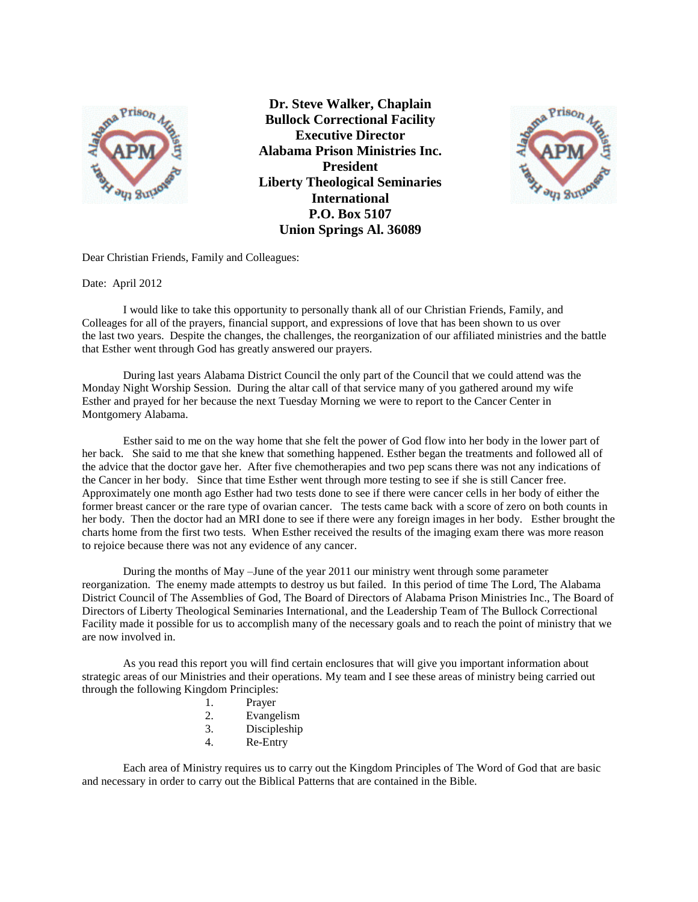**Dr. Steve Walker, Chaplain**
**Bullock Correctional Facility**
**Executive Director**
**Alabama Prison Ministries Inc.**
**President**
**Liberty Theological Seminaries International**
**P.O. Box 5107**
**Union Springs Al. 36089**

Dear Christian Friends, Family and Colleagues:

Date: April 2012

I would like to take this opportunity to personally thank all of our Christian Friends, Family, and Colleages for all of the prayers, financial support, and expressions of love that has been shown to us over the last two years. Despite the changes, the challenges, the reorganization of our affiliated ministries and the battle that Esther went through God has greatly answered our prayers.

During last years Alabama District Council the only part of the Council that we could attend was the Monday Night Worship Session. During the altar call of that service many of you gathered around my wife Esther and prayed for her because the next Tuesday Morning we were to report to the Cancer Center in Montgomery Alabama.

Esther said to me on the way home that she felt the power of God flow into her body in the lower part of her back. She said to me that she knew that something happened. Esther began the treatments and followed all of the advice that the doctor gave her. After five chemotherapies and two pep scans there was not any indications of the Cancer in her body. Since that time Esther went through more testing to see if she is still Cancer free. Approximately one month ago Esther had two tests done to see if there were cancer cells in her body of either the former breast cancer or the rare type of ovarian cancer. The tests came back with a score of zero on both counts in her body. Then the doctor had an MRI done to see if there were any foreign images in her body. Esther brought the charts home from the first two tests. When Esther received the results of the imaging exam there was more reason to rejoice because there was not any evidence of any cancer.

During the months of May –June of the year 2011 our ministry went through some parameter reorganization. The enemy made attempts to destroy us but failed. In this period of time The Lord, The Alabama District Council of The Assemblies of God, The Board of Directors of Alabama Prison Ministries Inc., The Board of Directors of Liberty Theological Seminaries International, and the Leadership Team of The Bullock Correctional Facility made it possible for us to accomplish many of the necessary goals and to reach the point of ministry that we are now involved in.

As you read this report you will find certain enclosures that will give you important information about strategic areas of our Ministries and their operations. My team and I see these areas of ministry being carried out through the following Kingdom Principles:

1. Prayer
2. Evangelism
3. Discipleship
4. Re-Entry

Each area of Ministry requires us to carry out the Kingdom Principles of The Word of God that are basic and necessary in order to carry out the Biblical Patterns that are contained in the Bible.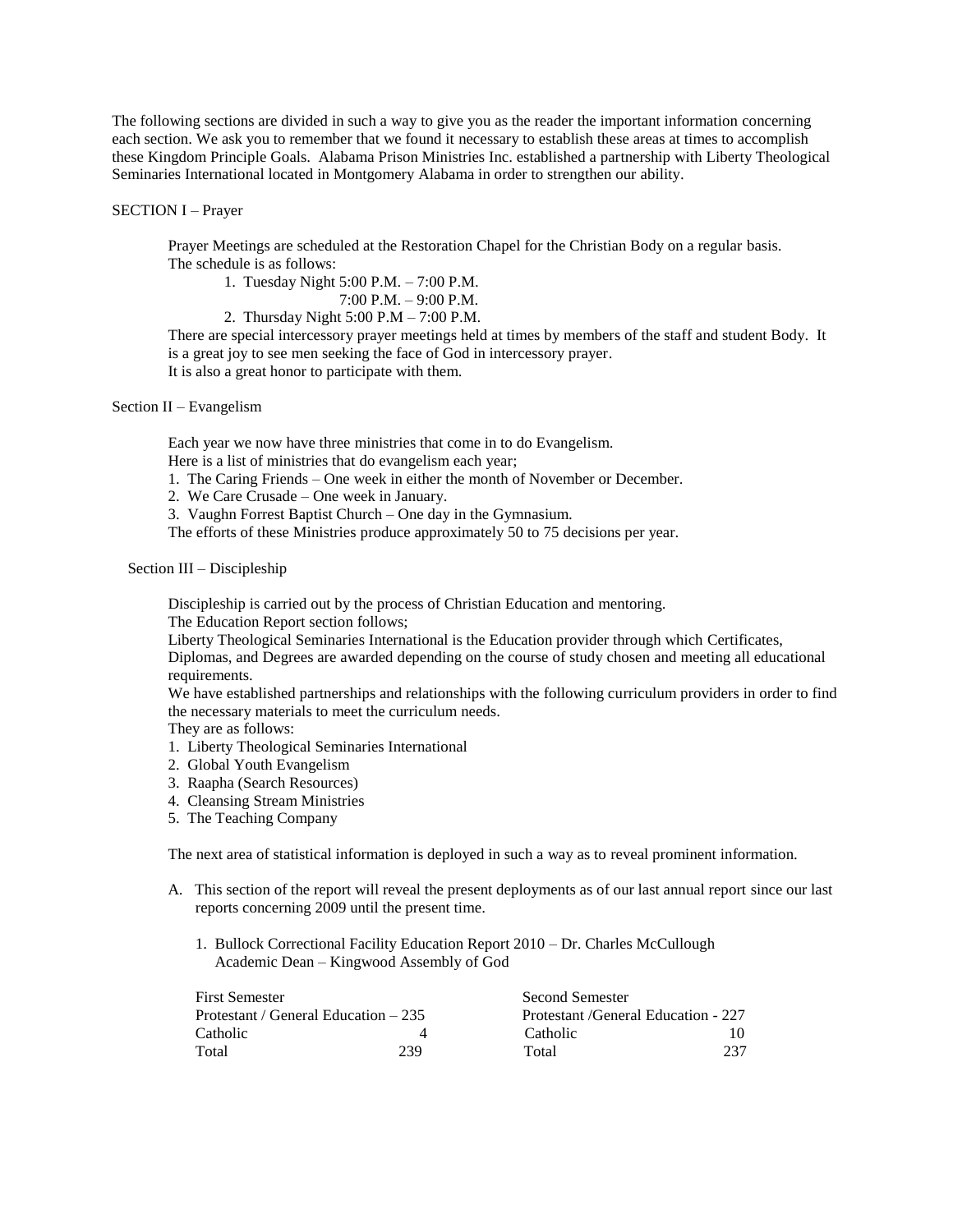The following sections are divided in such a way to give you as the reader the important information concerning each section. We ask you to remember that we found it necessary to establish these areas at times to accomplish these Kingdom Principle Goals. Alabama Prison Ministries Inc. established a partnership with Liberty Theological Seminaries International located in Montgomery Alabama in order to strengthen our ability.

## SECTION I – Prayer

Prayer Meetings are scheduled at the Restoration Chapel for the Christian Body on a regular basis. The schedule is as follows:

1. Tuesday Night 5:00 P.M. – 7:00 P.M.
   7:00 P.M. – 9:00 P.M.
2. Thursday Night 5:00 P.M – 7:00 P.M.

There are special intercessory prayer meetings held at times by members of the staff and student Body. It is a great joy to see men seeking the face of God in intercessory prayer.
It is also a great honor to participate with them.

## Section II – Evangelism

Each year we now have three ministries that come in to do Evangelism.
Here is a list of ministries that do evangelism each year;

1. The Caring Friends – One week in either the month of November or December.
2. We Care Crusade – One week in January.
3. Vaughn Forrest Baptist Church – One day in the Gymnasium.

The efforts of these Ministries produce approximately 50 to 75 decisions per year.

## Section III – Discipleship

Discipleship is carried out by the process of Christian Education and mentoring.
The Education Report section follows;
Liberty Theological Seminaries International is the Education provider through which Certificates, Diplomas, and Degrees are awarded depending on the course of study chosen and meeting all educational requirements.
We have established partnerships and relationships with the following curriculum providers in order to find the necessary materials to meet the curriculum needs.
They are as follows:

1. Liberty Theological Seminaries International
2. Global Youth Evangelism
3. Raapha (Search Resources)
4. Cleansing Stream Ministries
5. The Teaching Company

The next area of statistical information is deployed in such a way as to reveal prominent information.

A. This section of the report will reveal the present deployments as of our last annual report since our last reports concerning 2009 until the present time.

1. Bullock Correctional Facility Education Report 2010 – Dr. Charles McCullough
   Academic Dean – Kingwood Assembly of God

| First Semester | | Second Semester | |
|---|---|---|---|
| Protestant / General Education – 235 | | Protestant /General Education - 227 | |
| Catholic | 4 | Catholic | 10 |
| Total | 239 | Total | 237 |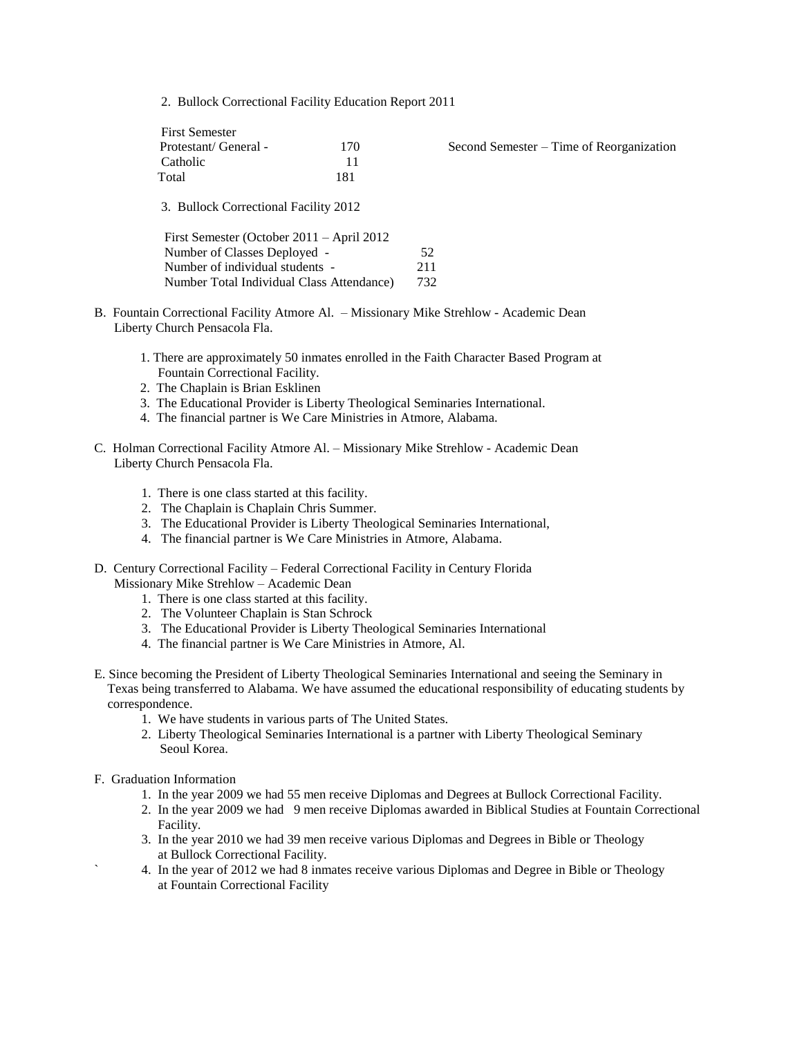2. Bullock Correctional Facility Education Report 2011

| First Semester | | |
|---|---|---|
| Protestant/ General - | 170 | Second Semester – Time of Reorganization |
| Catholic | 11 | |
| Total | 181 | |

3. Bullock Correctional Facility 2012

| First Semester (October 2011 – April 2012 | |
|---|---|
| Number of Classes Deployed - | 52 |
| Number of individual students - | 211 |
| Number Total Individual Class Attendance) | 732 |

B. Fountain Correctional Facility Atmore Al. – Missionary Mike Strehlow - Academic Dean Liberty Church Pensacola Fla.

1. There are approximately 50 inmates enrolled in the Faith Character Based Program at Fountain Correctional Facility.
2. The Chaplain is Brian Esklinen
3. The Educational Provider is Liberty Theological Seminaries International.
4. The financial partner is We Care Ministries in Atmore, Alabama.

C. Holman Correctional Facility Atmore Al. – Missionary Mike Strehlow - Academic Dean Liberty Church Pensacola Fla.

1. There is one class started at this facility.
2. The Chaplain is Chaplain Chris Summer.
3. The Educational Provider is Liberty Theological Seminaries International,
4. The financial partner is We Care Ministries in Atmore, Alabama.

D. Century Correctional Facility – Federal Correctional Facility in Century Florida Missionary Mike Strehlow – Academic Dean

1. There is one class started at this facility.
2. The Volunteer Chaplain is Stan Schrock
3. The Educational Provider is Liberty Theological Seminaries International
4. The financial partner is We Care Ministries in Atmore, Al.

E. Since becoming the President of Liberty Theological Seminaries International and seeing the Seminary in Texas being transferred to Alabama. We have assumed the educational responsibility of educating students by correspondence.

1. We have students in various parts of The United States.
2. Liberty Theological Seminaries International is a partner with Liberty Theological Seminary Seoul Korea.

F. Graduation Information

1. In the year 2009 we had 55 men receive Diplomas and Degrees at Bullock Correctional Facility.
2. In the year 2009 we had 9 men receive Diplomas awarded in Biblical Studies at Fountain Correctional Facility.
3. In the year 2010 we had 39 men receive various Diplomas and Degrees in Bible or Theology at Bullock Correctional Facility.
4. In the year of 2012 we had 8 inmates receive various Diplomas and Degree in Bible or Theology at Fountain Correctional Facility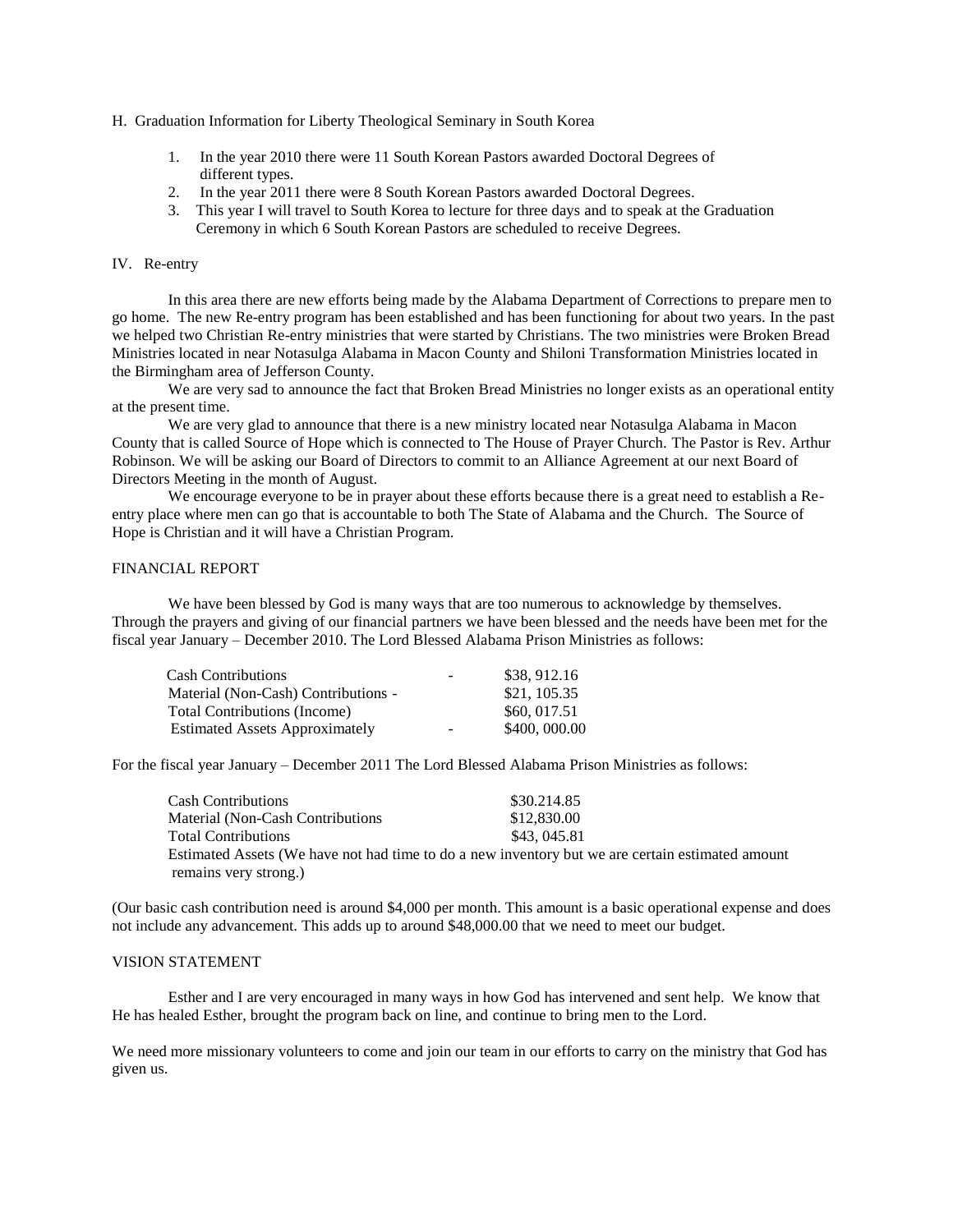H. Graduation Information for Liberty Theological Seminary in South Korea

1. In the year 2010 there were 11 South Korean Pastors awarded Doctoral Degrees of different types.
2. In the year 2011 there were 8 South Korean Pastors awarded Doctoral Degrees.
3. This year I will travel to South Korea to lecture for three days and to speak at the Graduation Ceremony in which 6 South Korean Pastors are scheduled to receive Degrees.

IV. Re-entry

In this area there are new efforts being made by the Alabama Department of Corrections to prepare men to go home. The new Re-entry program has been established and has been functioning for about two years. In the past we helped two Christian Re-entry ministries that were started by Christians. The two ministries were Broken Bread Ministries located in near Notasulga Alabama in Macon County and Shiloni Transformation Ministries located in the Birmingham area of Jefferson County.

We are very sad to announce the fact that Broken Bread Ministries no longer exists as an operational entity at the present time.

We are very glad to announce that there is a new ministry located near Notasulga Alabama in Macon County that is called Source of Hope which is connected to The House of Prayer Church. The Pastor is Rev. Arthur Robinson. We will be asking our Board of Directors to commit to an Alliance Agreement at our next Board of Directors Meeting in the month of August.

We encourage everyone to be in prayer about these efforts because there is a great need to establish a Re-entry place where men can go that is accountable to both The State of Alabama and the Church. The Source of Hope is Christian and it will have a Christian Program.

FINANCIAL REPORT

We have been blessed by God is many ways that are too numerous to acknowledge by themselves. Through the prayers and giving of our financial partners we have been blessed and the needs have been met for the fiscal year January – December 2010. The Lord Blessed Alabama Prison Ministries as follows:

| | | |
|---|---|---|
| Cash Contributions | - | $38, 912.16 |
| Material (Non-Cash) Contributions - | | $21, 105.35 |
| Total Contributions (Income) | | $60, 017.51 |
| Estimated Assets Approximately | - | $400, 000.00 |

For the fiscal year January – December 2011 The Lord Blessed Alabama Prison Ministries as follows:

| | |
|---|---|
| Cash Contributions | $30.214.85 |
| Material (Non-Cash Contributions | $12,830.00 |
| Total Contributions | $43, 045.81 |

Estimated Assets (We have not had time to do a new inventory but we are certain estimated amount remains very strong.)

(Our basic cash contribution need is around $4,000 per month. This amount is a basic operational expense and does not include any advancement. This adds up to around $48,000.00 that we need to meet our budget.

VISION STATEMENT

Esther and I are very encouraged in many ways in how God has intervened and sent help. We know that He has healed Esther, brought the program back on line, and continue to bring men to the Lord.

We need more missionary volunteers to come and join our team in our efforts to carry on the ministry that God has given us.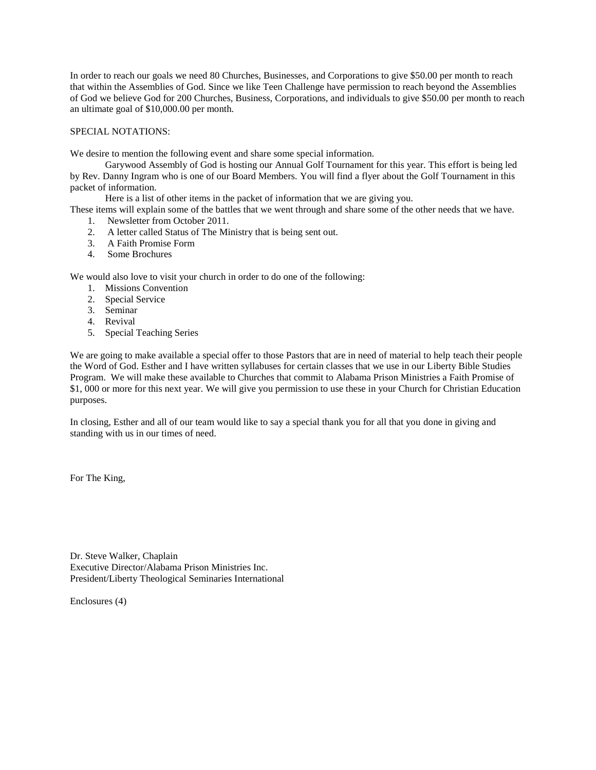In order to reach our goals we need 80 Churches, Businesses, and Corporations to give $50.00 per month to reach that within the Assemblies of God. Since we like Teen Challenge have permission to reach beyond the Assemblies of God we believe God for 200 Churches, Business, Corporations, and individuals to give $50.00 per month to reach an ultimate goal of $10,000.00 per month.

SPECIAL NOTATIONS:

We desire to mention the following event and share some special information.

Garywood Assembly of God is hosting our Annual Golf Tournament for this year. This effort is being led by Rev. Danny Ingram who is one of our Board Members. You will find a flyer about the Golf Tournament in this packet of information.

Here is a list of other items in the packet of information that we are giving you.

These items will explain some of the battles that we went through and share some of the other needs that we have.

1. Newsletter from October 2011.
2. A letter called Status of The Ministry that is being sent out.
3. A Faith Promise Form
4. Some Brochures

We would also love to visit your church in order to do one of the following:

1. Missions Convention
2. Special Service
3. Seminar
4. Revival
5. Special Teaching Series

We are going to make available a special offer to those Pastors that are in need of material to help teach their people the Word of God. Esther and I have written syllabuses for certain classes that we use in our Liberty Bible Studies Program. We will make these available to Churches that commit to Alabama Prison Ministries a Faith Promise of $1, 000 or more for this next year. We will give you permission to use these in your Church for Christian Education purposes.

In closing, Esther and all of our team would like to say a special thank you for all that you done in giving and standing with us in our times of need.

For The King,

Dr. Steve Walker, Chaplain
Executive Director/Alabama Prison Ministries Inc.
President/Liberty Theological Seminaries International

Enclosures (4)